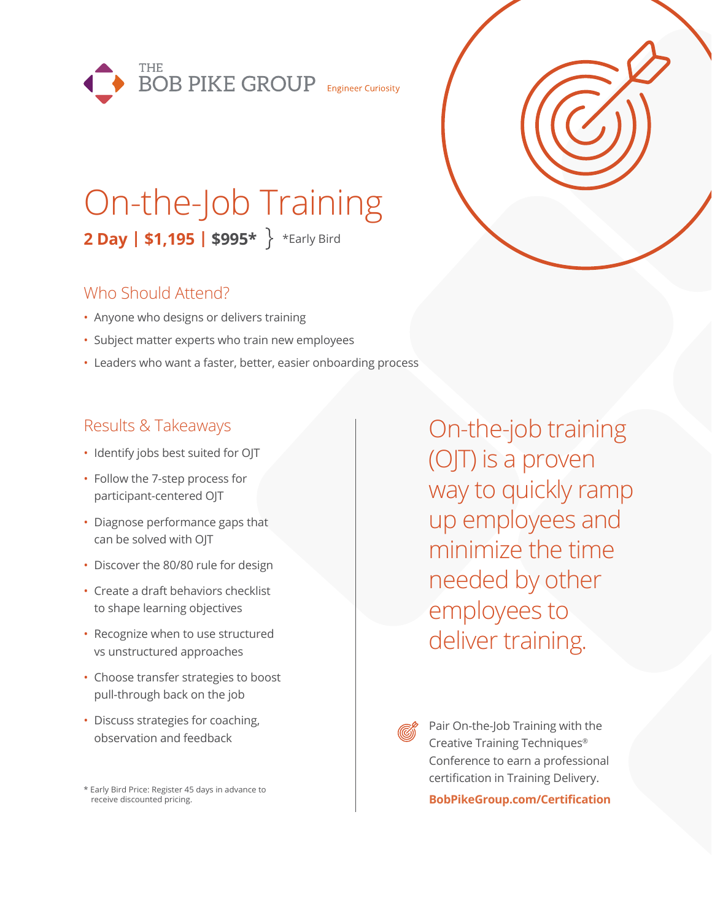THE BOB PIKE GROUP Engineer Curiosity

# On-the-Job Training

**2 Day | $1,195 | $995*** } *Early Bird

## Who Should Attend?

- Anyone who designs or delivers training
- Subject matter experts who train new employees
- Leaders who want a faster, better, easier onboarding process

## Results & Takeaways

- Identify jobs best suited for OJT
- Follow the 7-step process for participant-centered OJT
- Diagnose performance gaps that can be solved with OJT
- Discover the 80/80 rule for design
- Create a draft behaviors checklist to shape learning objectives
- Recognize when to use structured vs unstructured approaches
- Choose transfer strategies to boost pull-through back on the job
- Discuss strategies for coaching, observation and feedback

* Early Bird Price: Register 45 days in advance to receive discounted pricing.

On-the-job training (OJT) is a proven way to quickly ramp up employees and minimize the time needed by other employees to deliver training.

Pair On-the-Job Training with the Creative Training Techniques® Conference to earn a professional certification in Training Delivery.

**BobPikeGroup.com/Certification**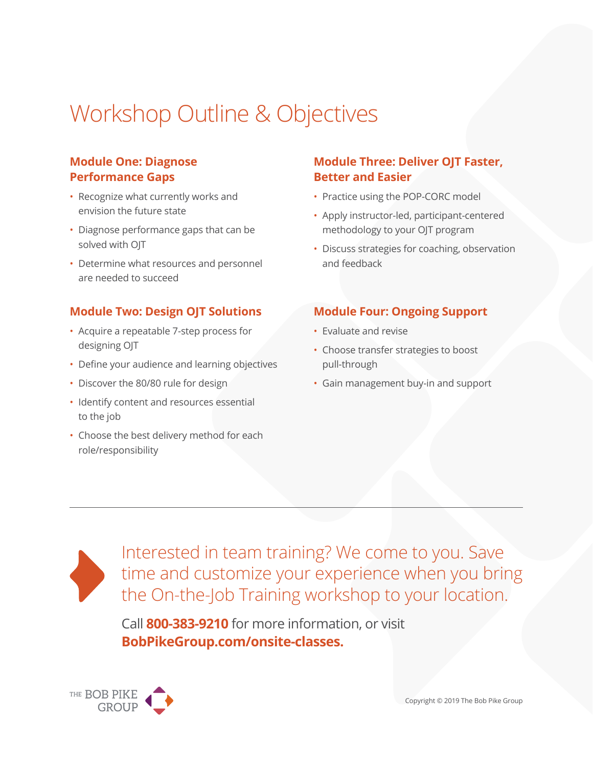# Workshop Outline & Objectives

### Module One: Diagnose Performance Gaps

- Recognize what currently works and envision the future state
- Diagnose performance gaps that can be solved with OJT
- Determine what resources and personnel are needed to succeed

### Module Two: Design OJT Solutions

- Acquire a repeatable 7-step process for designing OJT
- Define your audience and learning objectives
- Discover the 80/80 rule for design
- Identify content and resources essential to the job
- Choose the best delivery method for each role/responsibility

### Module Three: Deliver OJT Faster, Better and Easier

- Practice using the POP-CORC model
- Apply instructor-led, participant-centered methodology to your OJT program
- Discuss strategies for coaching, observation and feedback

### Module Four: Ongoing Support

- Evaluate and revise
- Choose transfer strategies to boost pull-through
- Gain management buy-in and support

---

Interested in team training? We come to you. Save time and customize your experience when you bring the On-the-Job Training workshop to your location.

Call **800-383-9210** for more information, or visit **BobPikeGroup.com/onsite-classes.**

THE BOB PIKE GROUP

Copyright © 2019 The Bob Pike Group